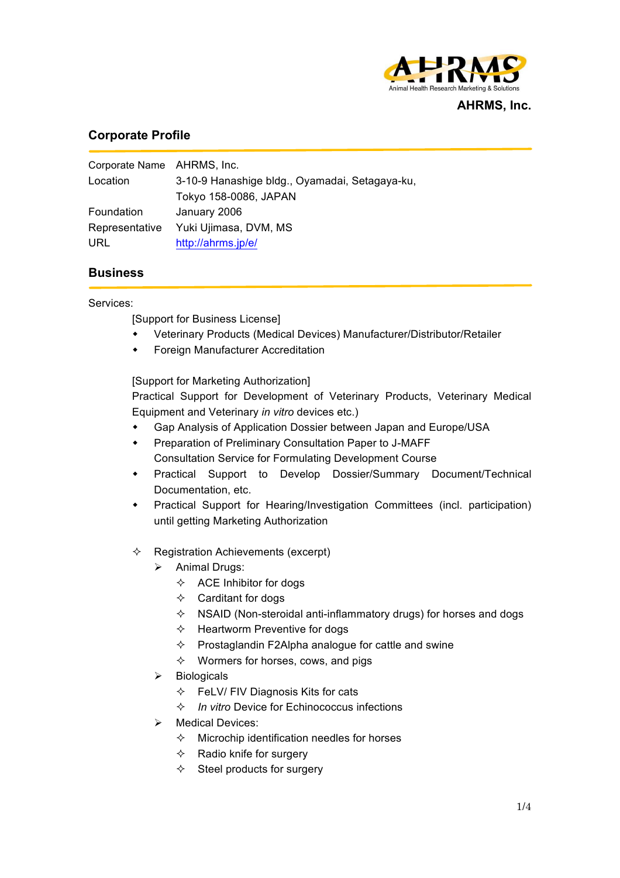AHRMS

Animal Health Research Marketing & Solutions

**AHRMS, Inc.**

## Corporate Profile

| | |
|---|---|
| Corporate Name | AHRMS, Inc. |
| Location | 3-10-9 Hanashige bldg., Oyamadai, Setagaya-ku, Tokyo 158-0086, JAPAN |
| Foundation | January 2006 |
| Representative | Yuki Ujimasa, DVM, MS |
| URL | http://ahrms.jp/e/ |

## Business

Services:

[Support for Business License]

- Veterinary Products (Medical Devices) Manufacturer/Distributor/Retailer
- Foreign Manufacturer Accreditation

[Support for Marketing Authorization]

Practical Support for Development of Veterinary Products, Veterinary Medical Equipment and Veterinary *in vitro* devices etc.)

- Gap Analysis of Application Dossier between Japan and Europe/USA
- Preparation of Preliminary Consultation Paper to J-MAFF
  Consultation Service for Formulating Development Course
- Practical Support to Develop Dossier/Summary Document/Technical Documentation, etc.
- Practical Support for Hearing/Investigation Committees (incl. participation) until getting Marketing Authorization

- Registration Achievements (excerpt)
  - Animal Drugs:
    - ACE Inhibitor for dogs
    - Carditant for dogs
    - NSAID (Non-steroidal anti-inflammatory drugs) for horses and dogs
    - Heartworm Preventive for dogs
    - Prostaglandin F2Alpha analogue for cattle and swine
    - Wormers for horses, cows, and pigs
  - Biologicals
    - FeLV/ FIV Diagnosis Kits for cats
    - *In vitro* Device for Echinococcus infections
  - Medical Devices:
    - Microchip identification needles for horses
    - Radio knife for surgery
    - Steel products for surgery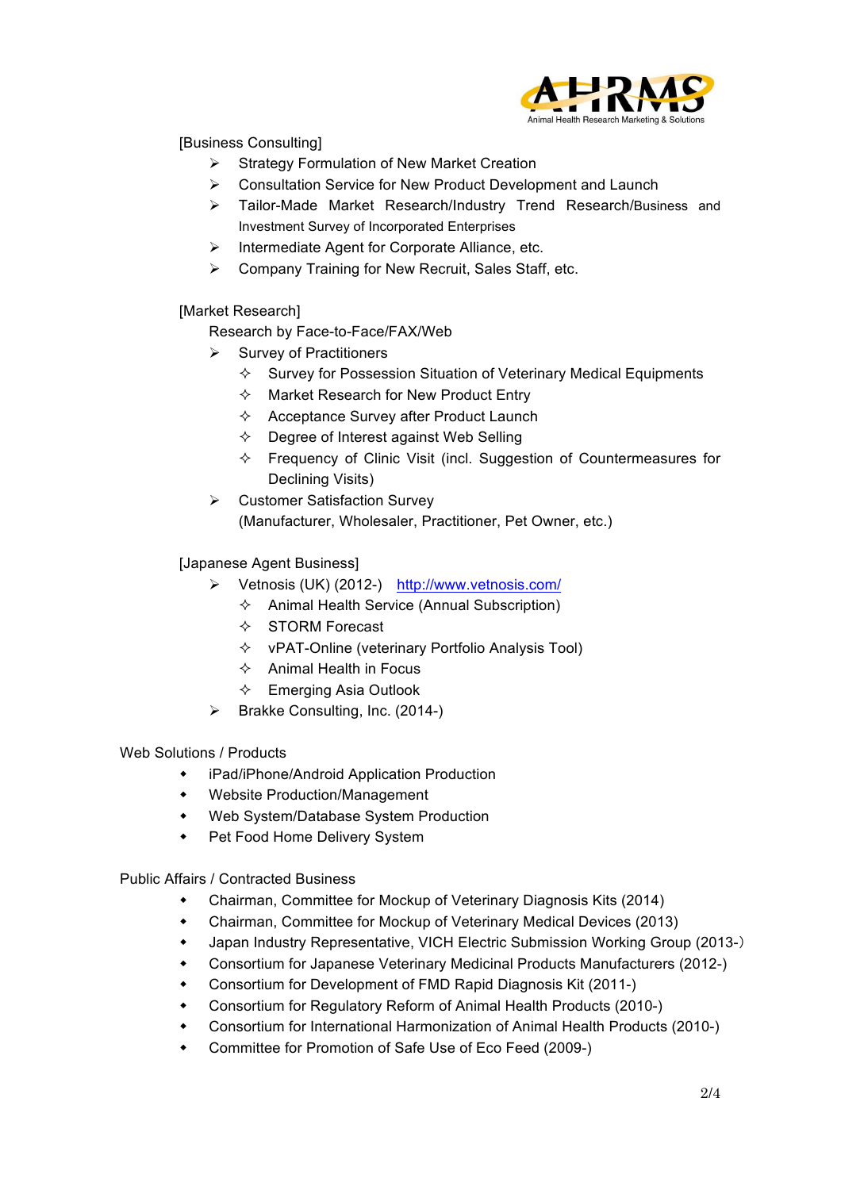[Business Consulting]

- Strategy Formulation of New Market Creation
- Consultation Service for New Product Development and Launch
- Tailor-Made Market Research/Industry Trend Research/Business and Investment Survey of Incorporated Enterprises
- Intermediate Agent for Corporate Alliance, etc.
- Company Training for New Recruit, Sales Staff, etc.

[Market Research]

Research by Face-to-Face/FAX/Web

- Survey of Practitioners
  - Survey for Possession Situation of Veterinary Medical Equipments
  - Market Research for New Product Entry
  - Acceptance Survey after Product Launch
  - Degree of Interest against Web Selling
  - Frequency of Clinic Visit (incl. Suggestion of Countermeasures for Declining Visits)
- Customer Satisfaction Survey
  (Manufacturer, Wholesaler, Practitioner, Pet Owner, etc.)

[Japanese Agent Business]

- Vetnosis (UK) (2012-) http://www.vetnosis.com/
  - Animal Health Service (Annual Subscription)
  - STORM Forecast
  - vPAT-Online (veterinary Portfolio Analysis Tool)
  - Animal Health in Focus
  - Emerging Asia Outlook
- Brakke Consulting, Inc. (2014-)

Web Solutions / Products

- iPad/iPhone/Android Application Production
- Website Production/Management
- Web System/Database System Production
- Pet Food Home Delivery System

Public Affairs / Contracted Business

- Chairman, Committee for Mockup of Veterinary Diagnosis Kits (2014)
- Chairman, Committee for Mockup of Veterinary Medical Devices (2013)
- Japan Industry Representative, VICH Electric Submission Working Group (2013-)
- Consortium for Japanese Veterinary Medicinal Products Manufacturers (2012-)
- Consortium for Development of FMD Rapid Diagnosis Kit (2011-)
- Consortium for Regulatory Reform of Animal Health Products (2010-)
- Consortium for International Harmonization of Animal Health Products (2010-)
- Committee for Promotion of Safe Use of Eco Feed (2009-)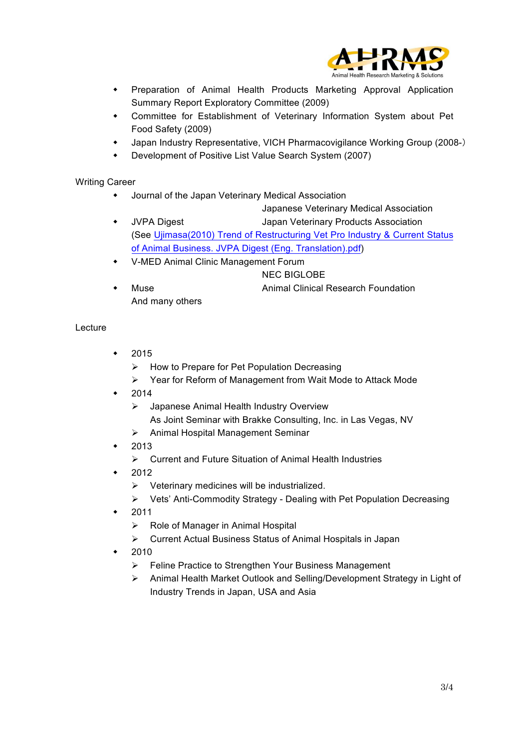- Preparation of Animal Health Products Marketing Approval Application Summary Report Exploratory Committee (2009)
- Committee for Establishment of Veterinary Information System about Pet Food Safety (2009)
- Japan Industry Representative, VICH Pharmacovigilance Working Group (2008-)
- Development of Positive List Value Search System (2007)

Writing Career

- Journal of the Japan Veterinary Medical Association
  Japanese Veterinary Medical Association
- JVPA Digest — Japan Veterinary Products Association
  (See Ujimasa(2010) Trend of Restructuring Vet Pro Industry & Current Status of Animal Business. JVPA Digest (Eng. Translation).pdf)
- V-MED Animal Clinic Management Forum
  NEC BIGLOBE
- Muse — Animal Clinical Research Foundation
  And many others

Lecture

- 2015
  - How to Prepare for Pet Population Decreasing
  - Year for Reform of Management from Wait Mode to Attack Mode
- 2014
  - Japanese Animal Health Industry Overview
    As Joint Seminar with Brakke Consulting, Inc. in Las Vegas, NV
  - Animal Hospital Management Seminar
- 2013
  - Current and Future Situation of Animal Health Industries
- 2012
  - Veterinary medicines will be industrialized.
  - Vets' Anti-Commodity Strategy - Dealing with Pet Population Decreasing
- 2011
  - Role of Manager in Animal Hospital
  - Current Actual Business Status of Animal Hospitals in Japan
- 2010
  - Feline Practice to Strengthen Your Business Management
  - Animal Health Market Outlook and Selling/Development Strategy in Light of Industry Trends in Japan, USA and Asia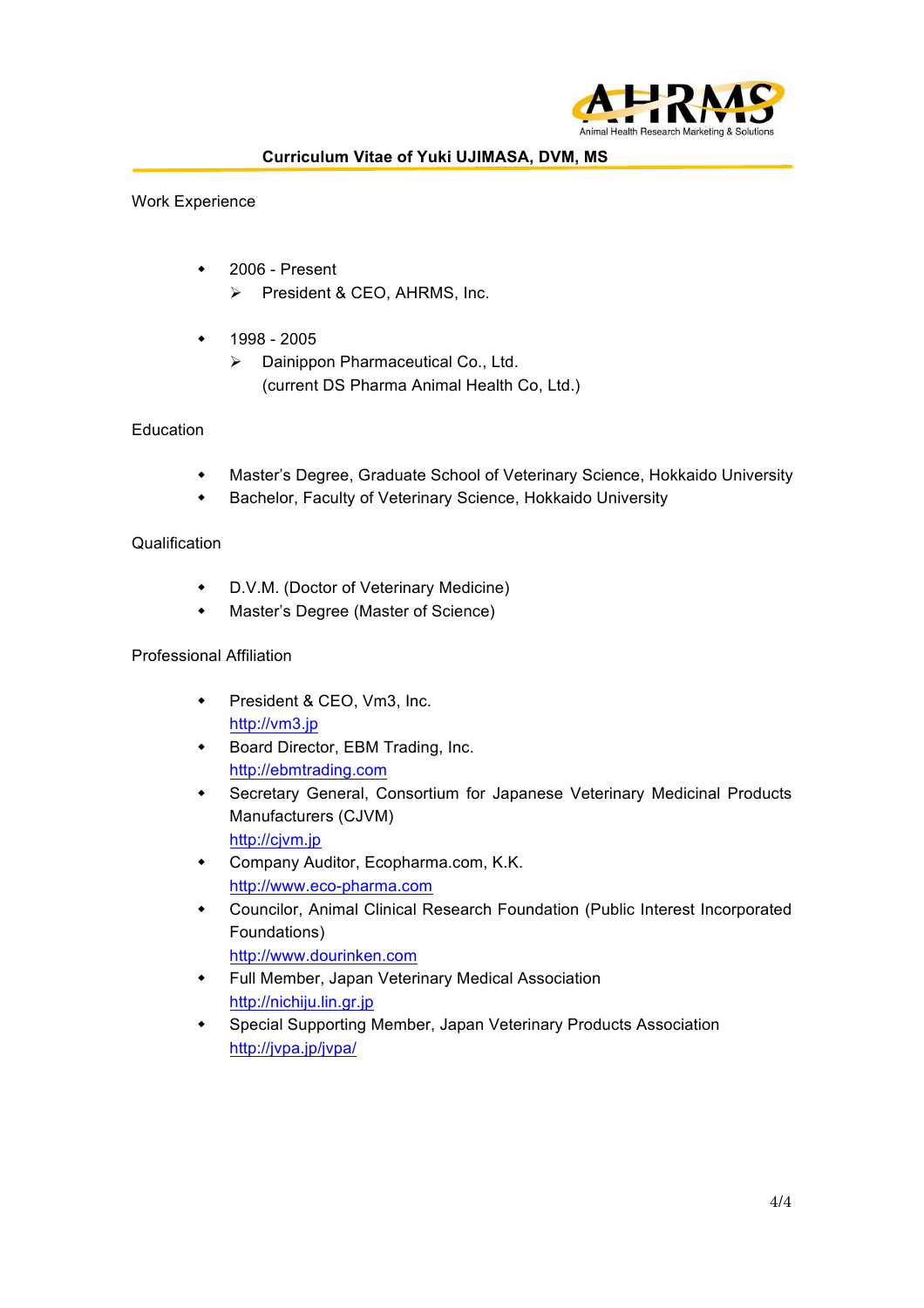**Curriculum Vitae of Yuki UJIMASA, DVM, MS**

## Work Experience

- 2006 - Present
  - President & CEO, AHRMS, Inc.
- 1998 - 2005
  - Dainippon Pharmaceutical Co., Ltd.
    (current DS Pharma Animal Health Co, Ltd.)

## Education

- Master's Degree, Graduate School of Veterinary Science, Hokkaido University
- Bachelor, Faculty of Veterinary Science, Hokkaido University

## Qualification

- D.V.M. (Doctor of Veterinary Medicine)
- Master's Degree (Master of Science)

## Professional Affiliation

- President & CEO, Vm3, Inc.
  http://vm3.jp
- Board Director, EBM Trading, Inc.
  http://ebmtrading.com
- Secretary General, Consortium for Japanese Veterinary Medicinal Products Manufacturers (CJVM)
  http://cjvm.jp
- Company Auditor, Ecopharma.com, K.K.
  http://www.eco-pharma.com
- Councilor, Animal Clinical Research Foundation (Public Interest Incorporated Foundations)
  http://www.dourinken.com
- Full Member, Japan Veterinary Medical Association
  http://nichiju.lin.gr.jp
- Special Supporting Member, Japan Veterinary Products Association
  http://jvpa.jp/jvpa/